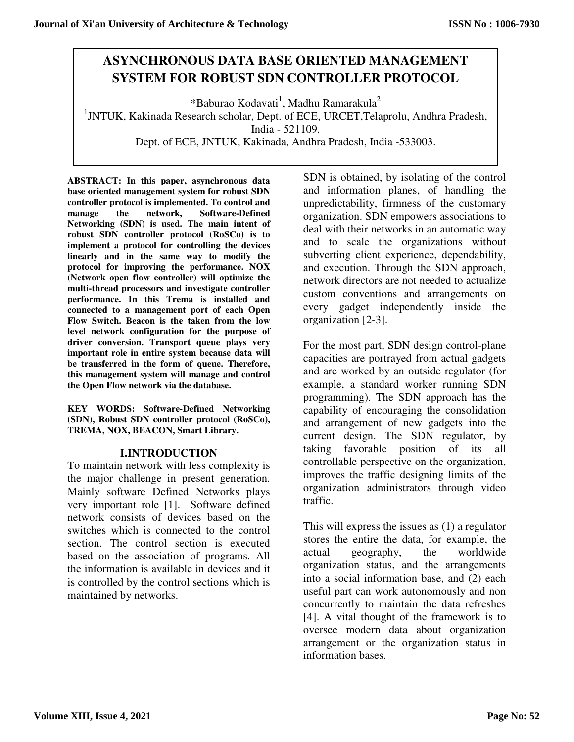# ASYNCHRONOUS DATA BASE ORIENTED MANAGEMENT SYSTEM FOR ROBUST SDN CONTROLLER PROTOCOL

*Baburao Kodavati[1], Madhu Ramarakula[2]

[1]JNTUK, Kakinada Research scholar, Dept. of ECE, URCET,Telaprolu, Andhra Pradesh, India - 521109.

Dept. of ECE, JNTUK, Kakinada, Andhra Pradesh, India -533003.

**ABSTRACT: In this paper, asynchronous data base oriented management system for robust SDN controller protocol is implemented. To control and manage the network, Software-Defined Networking (SDN) is used. The main intent of robust SDN controller protocol (RoSCo) is to implement a protocol for controlling the devices linearly and in the same way to modify the protocol for improving the performance. NOX (Network open flow controller) will optimize the multi-thread processors and investigate controller performance. In this Trema is installed and connected to a management port of each Open Flow Switch. Beacon is the taken from the low level network configuration for the purpose of driver conversion. Transport queue plays very important role in entire system because data will be transferred in the form of queue. Therefore, this management system will manage and control the Open Flow network via the database.**

**KEY WORDS: Software-Defined Networking (SDN), Robust SDN controller protocol (RoSCo), TREMA, NOX, BEACON, Smart Library.**

## I.INTRODUCTION

To maintain network with less complexity is the major challenge in present generation. Mainly software Defined Networks plays very important role [1]. Software defined network consists of devices based on the switches which is connected to the control section. The control section is executed based on the association of programs. All the information is available in devices and it is controlled by the control sections which is maintained by networks.

SDN is obtained, by isolating of the control and information planes, of handling the unpredictability, firmness of the customary organization. SDN empowers associations to deal with their networks in an automatic way and to scale the organizations without subverting client experience, dependability, and execution. Through the SDN approach, network directors are not needed to actualize custom conventions and arrangements on every gadget independently inside the organization [2-3].

For the most part, SDN design control-plane capacities are portrayed from actual gadgets and are worked by an outside regulator (for example, a standard worker running SDN programming). The SDN approach has the capability of encouraging the consolidation and arrangement of new gadgets into the current design. The SDN regulator, by taking favorable position of its all controllable perspective on the organization, improves the traffic designing limits of the organization administrators through video traffic.

This will express the issues as (1) a regulator stores the entire the data, for example, the actual geography, the worldwide organization status, and the arrangements into a social information base, and (2) each useful part can work autonomously and non concurrently to maintain the data refreshes [4]. A vital thought of the framework is to oversee modern data about organization arrangement or the organization status in information bases.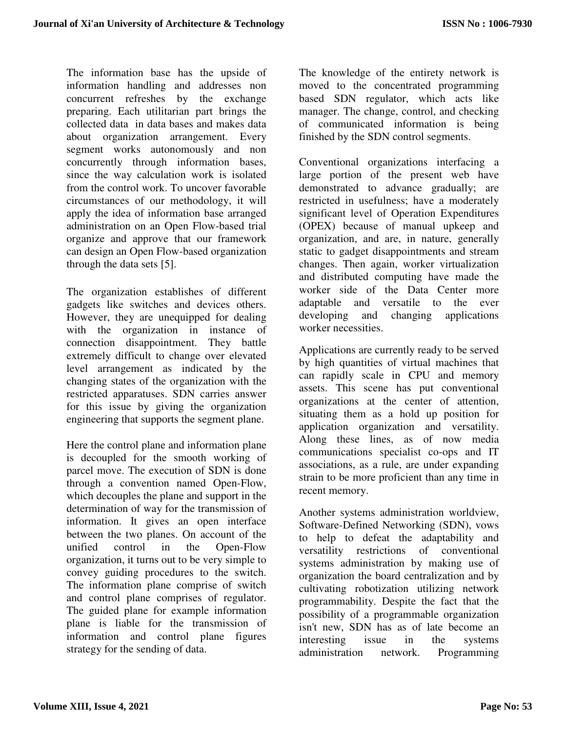The information base has the upside of information handling and addresses non concurrent refreshes by the exchange preparing. Each utilitarian part brings the collected data in data bases and makes data about organization arrangement. Every segment works autonomously and non concurrently through information bases, since the way calculation work is isolated from the control work. To uncover favorable circumstances of our methodology, it will apply the idea of information base arranged administration on an Open Flow-based trial organize and approve that our framework can design an Open Flow-based organization through the data sets [5].

The organization establishes of different gadgets like switches and devices others. However, they are unequipped for dealing with the organization in instance of connection disappointment. They battle extremely difficult to change over elevated level arrangement as indicated by the changing states of the organization with the restricted apparatuses. SDN carries answer for this issue by giving the organization engineering that supports the segment plane.

Here the control plane and information plane is decoupled for the smooth working of parcel move. The execution of SDN is done through a convention named Open-Flow, which decouples the plane and support in the determination of way for the transmission of information. It gives an open interface between the two planes. On account of the unified control in the Open-Flow organization, it turns out to be very simple to convey guiding procedures to the switch. The information plane comprise of switch and control plane comprises of regulator. The guided plane for example information plane is liable for the transmission of information and control plane figures strategy for the sending of data.

The knowledge of the entirety network is moved to the concentrated programming based SDN regulator, which acts like manager. The change, control, and checking of communicated information is being finished by the SDN control segments.

Conventional organizations interfacing a large portion of the present web have demonstrated to advance gradually; are restricted in usefulness; have a moderately significant level of Operation Expenditures (OPEX) because of manual upkeep and organization, and are, in nature, generally static to gadget disappointments and stream changes. Then again, worker virtualization and distributed computing have made the worker side of the Data Center more adaptable and versatile to the ever developing and changing applications worker necessities.

Applications are currently ready to be served by high quantities of virtual machines that can rapidly scale in CPU and memory assets. This scene has put conventional organizations at the center of attention, situating them as a hold up position for application organization and versatility. Along these lines, as of now media communications specialist co-ops and IT associations, as a rule, are under expanding strain to be more proficient than any time in recent memory.

Another systems administration worldview, Software-Defined Networking (SDN), vows to help to defeat the adaptability and versatility restrictions of conventional systems administration by making use of organization the board centralization and by cultivating robotization utilizing network programmability. Despite the fact that the possibility of a programmable organization isn't new, SDN has as of late become an interesting issue in the systems administration network. Programming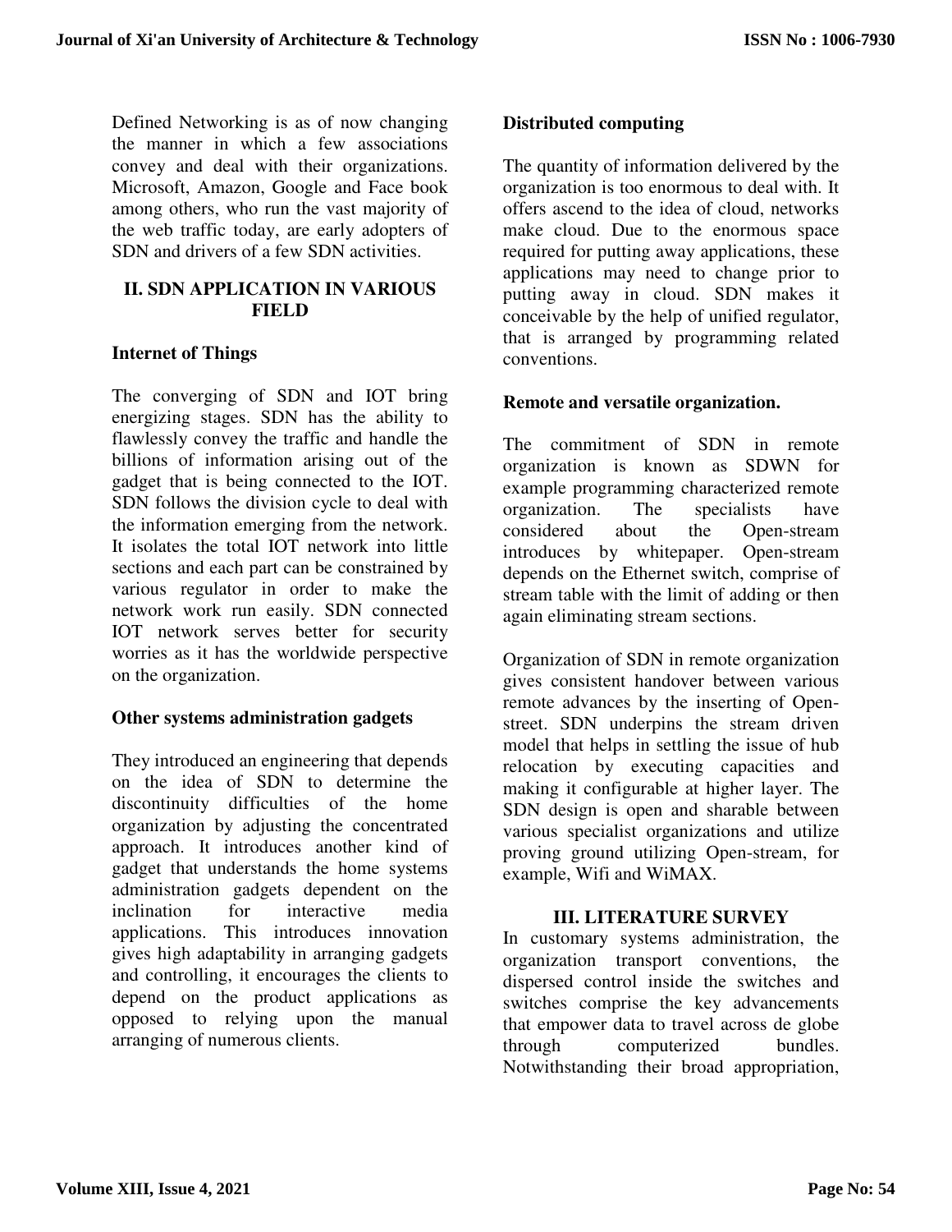Defined Networking is as of now changing the manner in which a few associations convey and deal with their organizations. Microsoft, Amazon, Google and Face book among others, who run the vast majority of the web traffic today, are early adopters of SDN and drivers of a few SDN activities.

## II. SDN APPLICATION IN VARIOUS FIELD

### Internet of Things

The converging of SDN and IOT bring energizing stages. SDN has the ability to flawlessly convey the traffic and handle the billions of information arising out of the gadget that is being connected to the IOT. SDN follows the division cycle to deal with the information emerging from the network. It isolates the total IOT network into little sections and each part can be constrained by various regulator in order to make the network work run easily. SDN connected IOT network serves better for security worries as it has the worldwide perspective on the organization.

### Other systems administration gadgets

They introduced an engineering that depends on the idea of SDN to determine the discontinuity difficulties of the home organization by adjusting the concentrated approach. It introduces another kind of gadget that understands the home systems administration gadgets dependent on the inclination for interactive media applications. This introduces innovation gives high adaptability in arranging gadgets and controlling, it encourages the clients to depend on the product applications as opposed to relying upon the manual arranging of numerous clients.

### Distributed computing

The quantity of information delivered by the organization is too enormous to deal with. It offers ascend to the idea of cloud, networks make cloud. Due to the enormous space required for putting away applications, these applications may need to change prior to putting away in cloud. SDN makes it conceivable by the help of unified regulator, that is arranged by programming related conventions.

### Remote and versatile organization.

The commitment of SDN in remote organization is known as SDWN for example programming characterized remote organization. The specialists have considered about the Open-stream introduces by whitepaper. Open-stream depends on the Ethernet switch, comprise of stream table with the limit of adding or then again eliminating stream sections.

Organization of SDN in remote organization gives consistent handover between various remote advances by the inserting of Open-street. SDN underpins the stream driven model that helps in settling the issue of hub relocation by executing capacities and making it configurable at higher layer. The SDN design is open and sharable between various specialist organizations and utilize proving ground utilizing Open-stream, for example, Wifi and WiMAX.

## III. LITERATURE SURVEY

In customary systems administration, the organization transport conventions, the dispersed control inside the switches and switches comprise the key advancements that empower data to travel across de globe through computerized bundles. Notwithstanding their broad appropriation,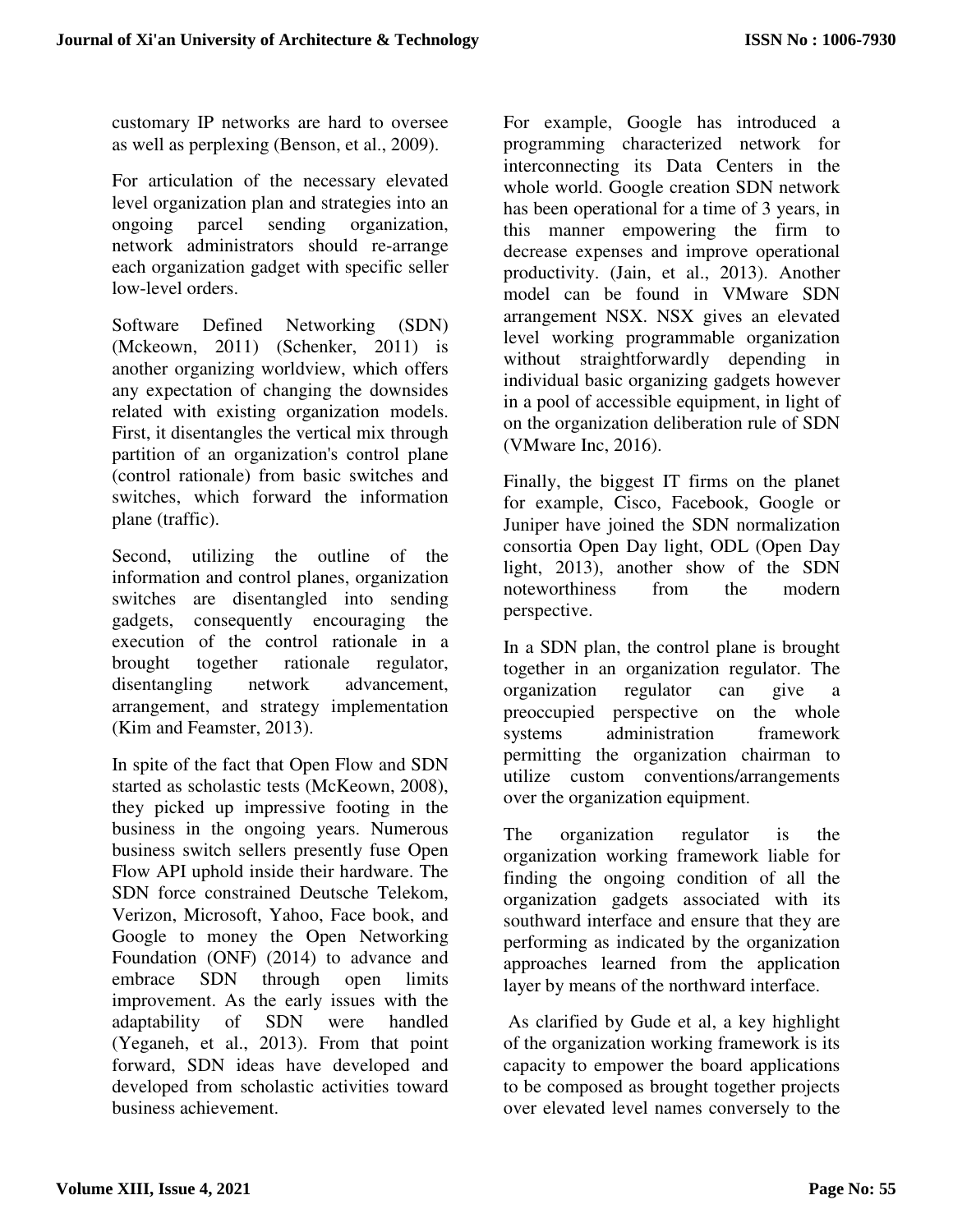customary IP networks are hard to oversee as well as perplexing (Benson, et al., 2009).

For articulation of the necessary elevated level organization plan and strategies into an ongoing parcel sending organization, network administrators should re-arrange each organization gadget with specific seller low-level orders.

Software Defined Networking (SDN) (Mckeown, 2011) (Schenker, 2011) is another organizing worldview, which offers any expectation of changing the downsides related with existing organization models. First, it disentangles the vertical mix through partition of an organization's control plane (control rationale) from basic switches and switches, which forward the information plane (traffic).

Second, utilizing the outline of the information and control planes, organization switches are disentangled into sending gadgets, consequently encouraging the execution of the control rationale in a brought together rationale regulator, disentangling network advancement, arrangement, and strategy implementation (Kim and Feamster, 2013).

In spite of the fact that Open Flow and SDN started as scholastic tests (McKeown, 2008), they picked up impressive footing in the business in the ongoing years. Numerous business switch sellers presently fuse Open Flow API uphold inside their hardware. The SDN force constrained Deutsche Telekom, Verizon, Microsoft, Yahoo, Face book, and Google to money the Open Networking Foundation (ONF) (2014) to advance and embrace SDN through open limits improvement. As the early issues with the adaptability of SDN were handled (Yeganeh, et al., 2013). From that point forward, SDN ideas have developed and developed from scholastic activities toward business achievement.

For example, Google has introduced a programming characterized network for interconnecting its Data Centers in the whole world. Google creation SDN network has been operational for a time of 3 years, in this manner empowering the firm to decrease expenses and improve operational productivity. (Jain, et al., 2013). Another model can be found in VMware SDN arrangement NSX. NSX gives an elevated level working programmable organization without straightforwardly depending in individual basic organizing gadgets however in a pool of accessible equipment, in light of on the organization deliberation rule of SDN (VMware Inc, 2016).

Finally, the biggest IT firms on the planet for example, Cisco, Facebook, Google or Juniper have joined the SDN normalization consortia Open Day light, ODL (Open Day light, 2013), another show of the SDN noteworthiness from the modern perspective.

In a SDN plan, the control plane is brought together in an organization regulator. The organization regulator can give a preoccupied perspective on the whole systems administration framework permitting the organization chairman to utilize custom conventions/arrangements over the organization equipment.

The organization regulator is the organization working framework liable for finding the ongoing condition of all the organization gadgets associated with its southward interface and ensure that they are performing as indicated by the organization approaches learned from the application layer by means of the northward interface.

As clarified by Gude et al, a key highlight of the organization working framework is its capacity to empower the board applications to be composed as brought together projects over elevated level names conversely to the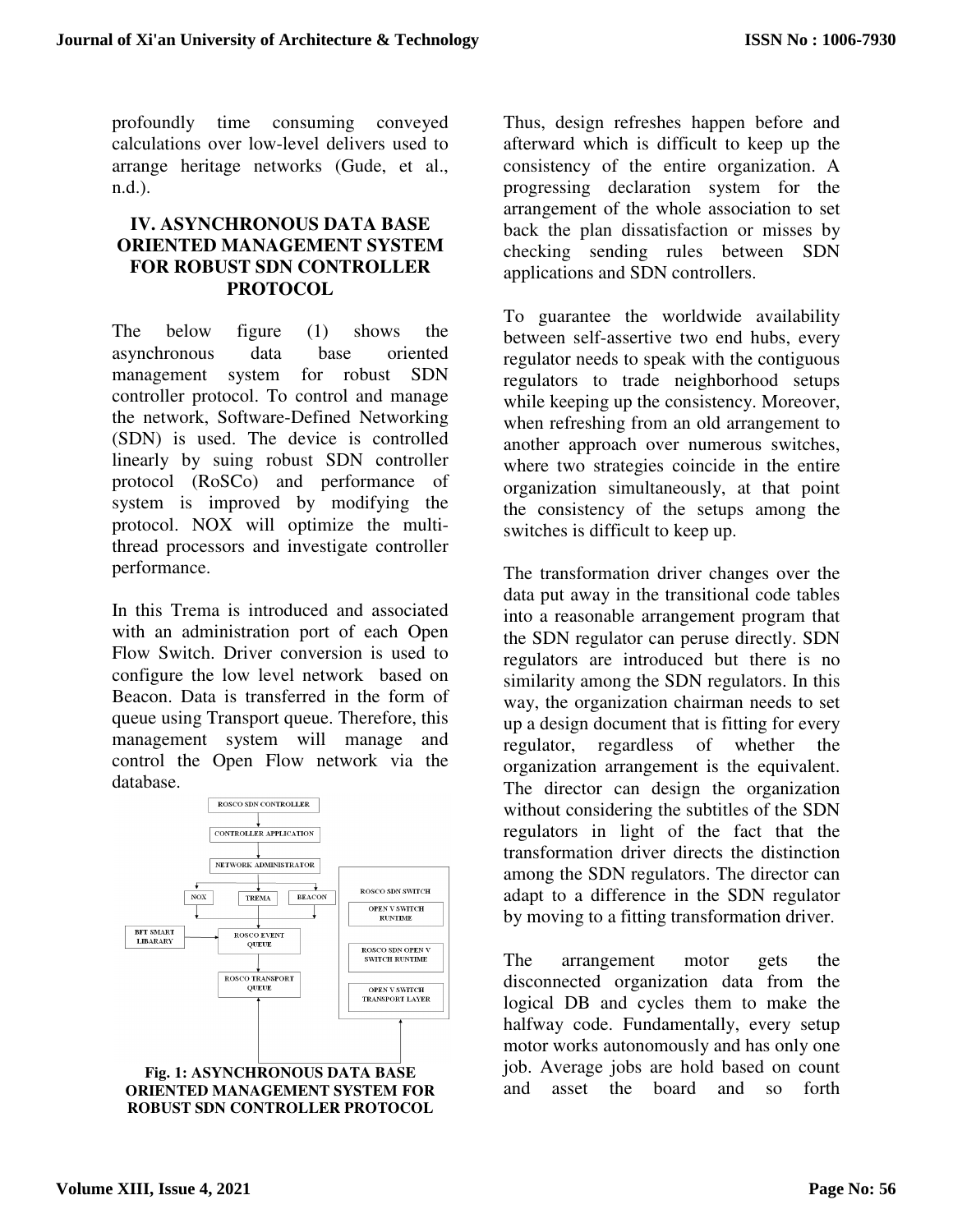profoundly time consuming conveyed calculations over low-level delivers used to arrange heritage networks (Gude, et al., n.d.).

## IV. ASYNCHRONOUS DATA BASE ORIENTED MANAGEMENT SYSTEM FOR ROBUST SDN CONTROLLER PROTOCOL

The below figure (1) shows the asynchronous data base oriented management system for robust SDN controller protocol. To control and manage the network, Software-Defined Networking (SDN) is used. The device is controlled linearly by suing robust SDN controller protocol (RoSCo) and performance of system is improved by modifying the protocol. NOX will optimize the multi-thread processors and investigate controller performance.

In this Trema is introduced and associated with an administration port of each Open Flow Switch. Driver conversion is used to configure the low level network based on Beacon. Data is transferred in the form of queue using Transport queue. Therefore, this management system will manage and control the Open Flow network via the database.

ROSCO SDN CONTROLLER

CONTROLLER APPLICATION

NETWORK ADMINISTRATOR

NOX

TREMA

BEACON

BFT SMART LIBARARY

ROSCO EVENT QUEUE

ROSCO TRANSPORT QUEUE

ROSCO SDN SWITCH

OPEN V SWITCH RUNTIME

ROSCO SDN OPEN V SWITCH RUNTIME

OPEN V SWITCH TRANSPORT LAYER

**Fig. 1: ASYNCHRONOUS DATA BASE ORIENTED MANAGEMENT SYSTEM FOR ROBUST SDN CONTROLLER PROTOCOL**

Thus, design refreshes happen before and afterward which is difficult to keep up the consistency of the entire organization. A progressing declaration system for the arrangement of the whole association to set back the plan dissatisfaction or misses by checking sending rules between SDN applications and SDN controllers.

To guarantee the worldwide availability between self-assertive two end hubs, every regulator needs to speak with the contiguous regulators to trade neighborhood setups while keeping up the consistency. Moreover, when refreshing from an old arrangement to another approach over numerous switches, where two strategies coincide in the entire organization simultaneously, at that point the consistency of the setups among the switches is difficult to keep up.

The transformation driver changes over the data put away in the transitional code tables into a reasonable arrangement program that the SDN regulator can peruse directly. SDN regulators are introduced but there is no similarity among the SDN regulators. In this way, the organization chairman needs to set up a design document that is fitting for every regulator, regardless of whether the organization arrangement is the equivalent. The director can design the organization without considering the subtitles of the SDN regulators in light of the fact that the transformation driver directs the distinction among the SDN regulators. The director can adapt to a difference in the SDN regulator by moving to a fitting transformation driver.

The arrangement motor gets the disconnected organization data from the logical DB and cycles them to make the halfway code. Fundamentally, every setup motor works autonomously and has only one job. Average jobs are hold based on count and asset the board and so forth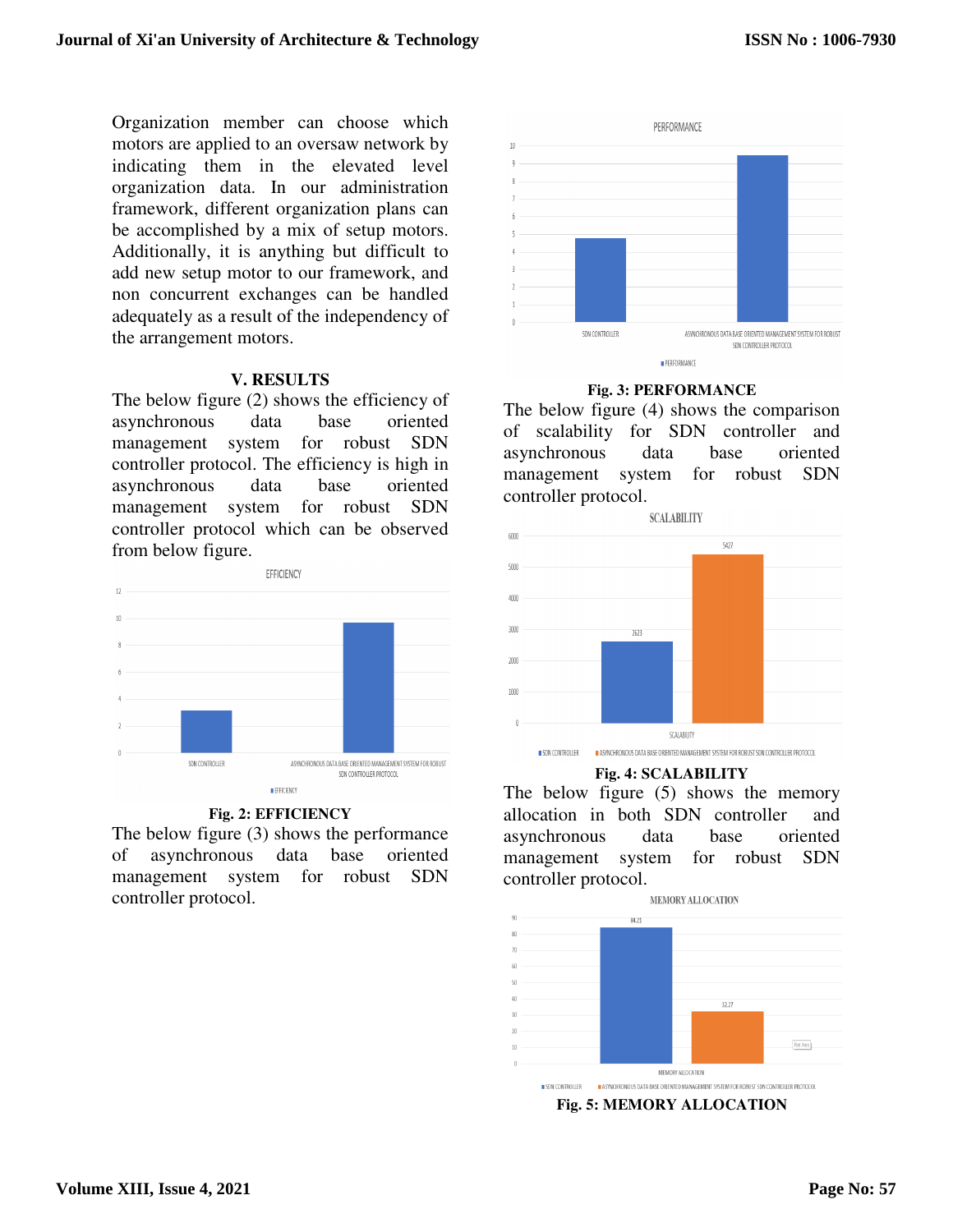Organization member can choose which motors are applied to an oversaw network by indicating them in the elevated level organization data. In our administration framework, different organization plans can be accomplished by a mix of setup motors. Additionally, it is anything but difficult to add new setup motor to our framework, and non concurrent exchanges can be handled adequately as a result of the independency of the arrangement motors.

## V. RESULTS

The below figure (2) shows the efficiency of asynchronous data base oriented management system for robust SDN controller protocol. The efficiency is high in asynchronous data base oriented management system for robust SDN controller protocol which can be observed from below figure.

**Fig. 2: EFFICIENCY**

The below figure (3) shows the performance of asynchronous data base oriented management system for robust SDN controller protocol.

**Fig. 3: PERFORMANCE**

The below figure (4) shows the comparison of scalability for SDN controller and asynchronous data base oriented management system for robust SDN controller protocol.

**Fig. 4: SCALABILITY**

The below figure (5) shows the memory allocation in both SDN controller and asynchronous data base oriented management system for robust SDN controller protocol.

**Fig. 5: MEMORY ALLOCATION**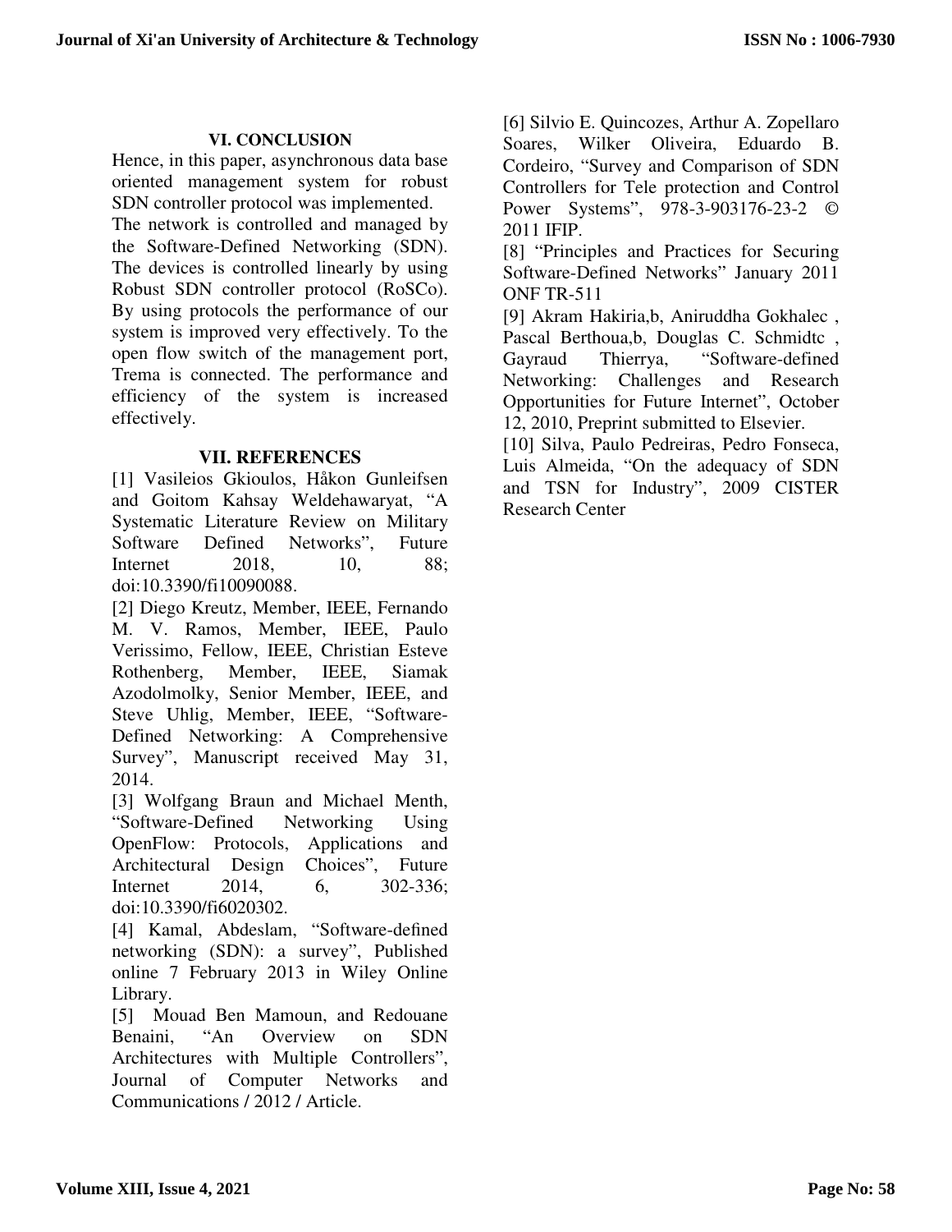## VI. CONCLUSION

Hence, in this paper, asynchronous data base oriented management system for robust SDN controller protocol was implemented.

The network is controlled and managed by the Software-Defined Networking (SDN). The devices is controlled linearly by using Robust SDN controller protocol (RoSCo). By using protocols the performance of our system is improved very effectively. To the open flow switch of the management port, Trema is connected. The performance and efficiency of the system is increased effectively.

## VII. REFERENCES

[1] Vasileios Gkioulos, Håkon Gunleifsen and Goitom Kahsay Weldehawaryat, "A Systematic Literature Review on Military Software Defined Networks", Future Internet 2018, 10, 88; doi:10.3390/fi10090088.

[2] Diego Kreutz, Member, IEEE, Fernando M. V. Ramos, Member, IEEE, Paulo Verissimo, Fellow, IEEE, Christian Esteve Rothenberg, Member, IEEE, Siamak Azodolmolky, Senior Member, IEEE, and Steve Uhlig, Member, IEEE, "Software-Defined Networking: A Comprehensive Survey", Manuscript received May 31, 2014.

[3] Wolfgang Braun and Michael Menth, "Software-Defined Networking Using OpenFlow: Protocols, Applications and Architectural Design Choices", Future Internet 2014, 6, 302-336; doi:10.3390/fi6020302.

[4] Kamal, Abdeslam, "Software-defined networking (SDN): a survey", Published online 7 February 2013 in Wiley Online Library.

[5] Mouad Ben Mamoun, and Redouane Benaini, "An Overview on SDN Architectures with Multiple Controllers", Journal of Computer Networks and Communications / 2012 / Article.

[6] Silvio E. Quincozes, Arthur A. Zopellaro Soares, Wilker Oliveira, Eduardo B. Cordeiro, "Survey and Comparison of SDN Controllers for Tele protection and Control Power Systems", 978-3-903176-23-2 © 2011 IFIP.

[8] "Principles and Practices for Securing Software-Defined Networks" January 2011 ONF TR-511

[9] Akram Hakiria,b, Aniruddha Gokhalec , Pascal Berthoua,b, Douglas C. Schmidtc , Gayraud Thierrya, "Software-defined Networking: Challenges and Research Opportunities for Future Internet", October 12, 2010, Preprint submitted to Elsevier.

[10] Silva, Paulo Pedreiras, Pedro Fonseca, Luis Almeida, "On the adequacy of SDN and TSN for Industry", 2009 CISTER Research Center